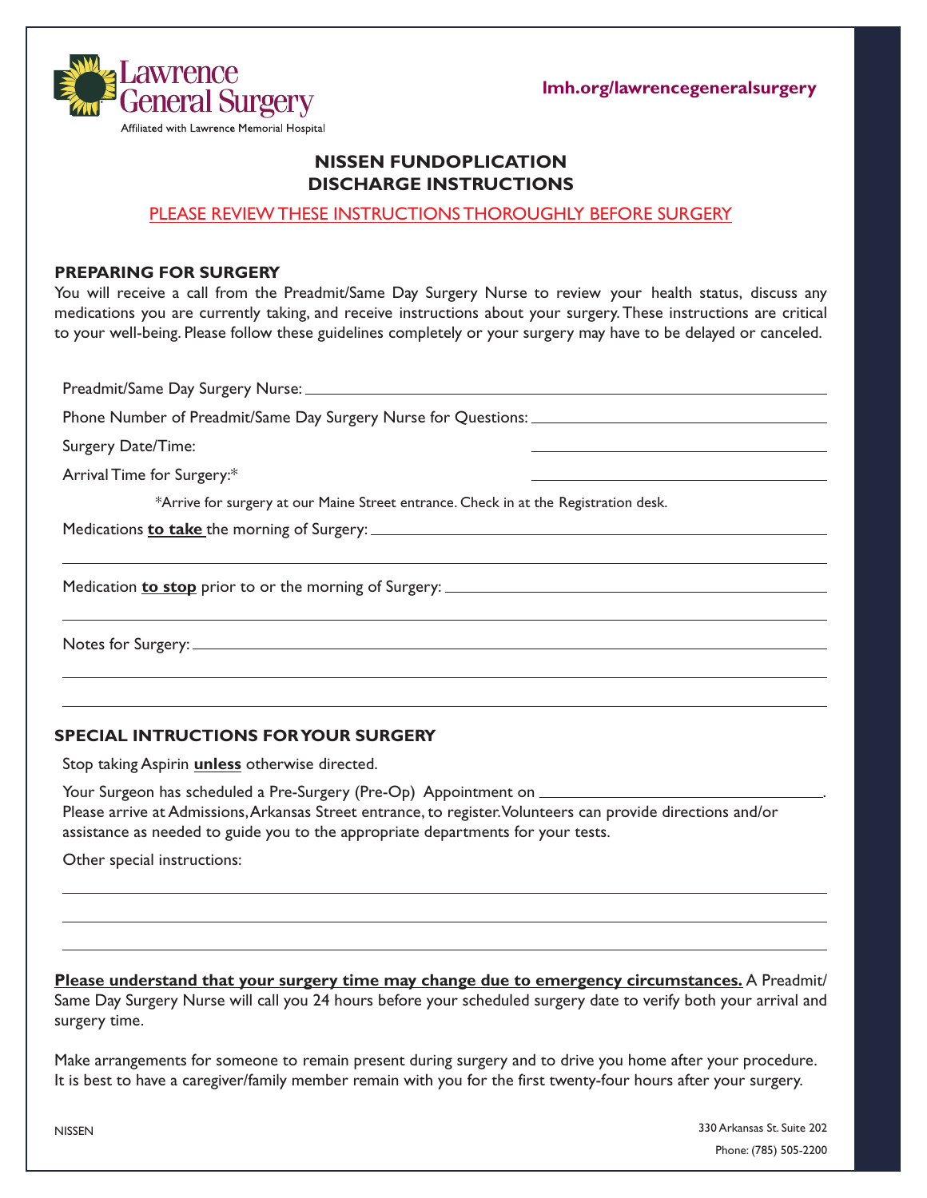Lawrence General Surgery

Affiliated with Lawrence Memorial Hospital

lmh.org/lawrencegeneralsurgery

# NISSEN FUNDOPLICATION DISCHARGE INSTRUCTIONS

PLEASE REVIEW THESE INSTRUCTIONS THOROUGHLY BEFORE SURGERY

## PREPARING FOR SURGERY

You will receive a call from the Preadmit/Same Day Surgery Nurse to review your health status, discuss any medications you are currently taking, and receive instructions about your surgery. These instructions are critical to your well-being. Please follow these guidelines completely or your surgery may have to be delayed or canceled.

Preadmit/Same Day Surgery Nurse: ______________________________

Phone Number of Preadmit/Same Day Surgery Nurse for Questions: ______________________________

Surgery Date/Time: ______________________________

Arrival Time for Surgery:* ______________________________

*Arrive for surgery at our Maine Street entrance. Check in at the Registration desk.

Medications **to take** the morning of Surgery: ______________________________

______________________________

Medication **to stop** prior to or the morning of Surgery: ______________________________

______________________________

Notes for Surgery: ______________________________

______________________________

______________________________

## SPECIAL INTRUCTIONS FOR YOUR SURGERY

Stop taking Aspirin **unless** otherwise directed.

Your Surgeon has scheduled a Pre-Surgery (Pre-Op) Appointment on ______________________________. Please arrive at Admissions, Arkansas Street entrance, to register. Volunteers can provide directions and/or assistance as needed to guide you to the appropriate departments for your tests.

Other special instructions:

______________________________

______________________________

______________________________

**Please understand that your surgery time may change due to emergency circumstances.** A Preadmit/ Same Day Surgery Nurse will call you 24 hours before your scheduled surgery date to verify both your arrival and surgery time.

Make arrangements for someone to remain present during surgery and to drive you home after your procedure. It is best to have a caregiver/family member remain with you for the first twenty-four hours after your surgery.

NISSEN

330 Arkansas St. Suite 202

Phone: (785) 505-2200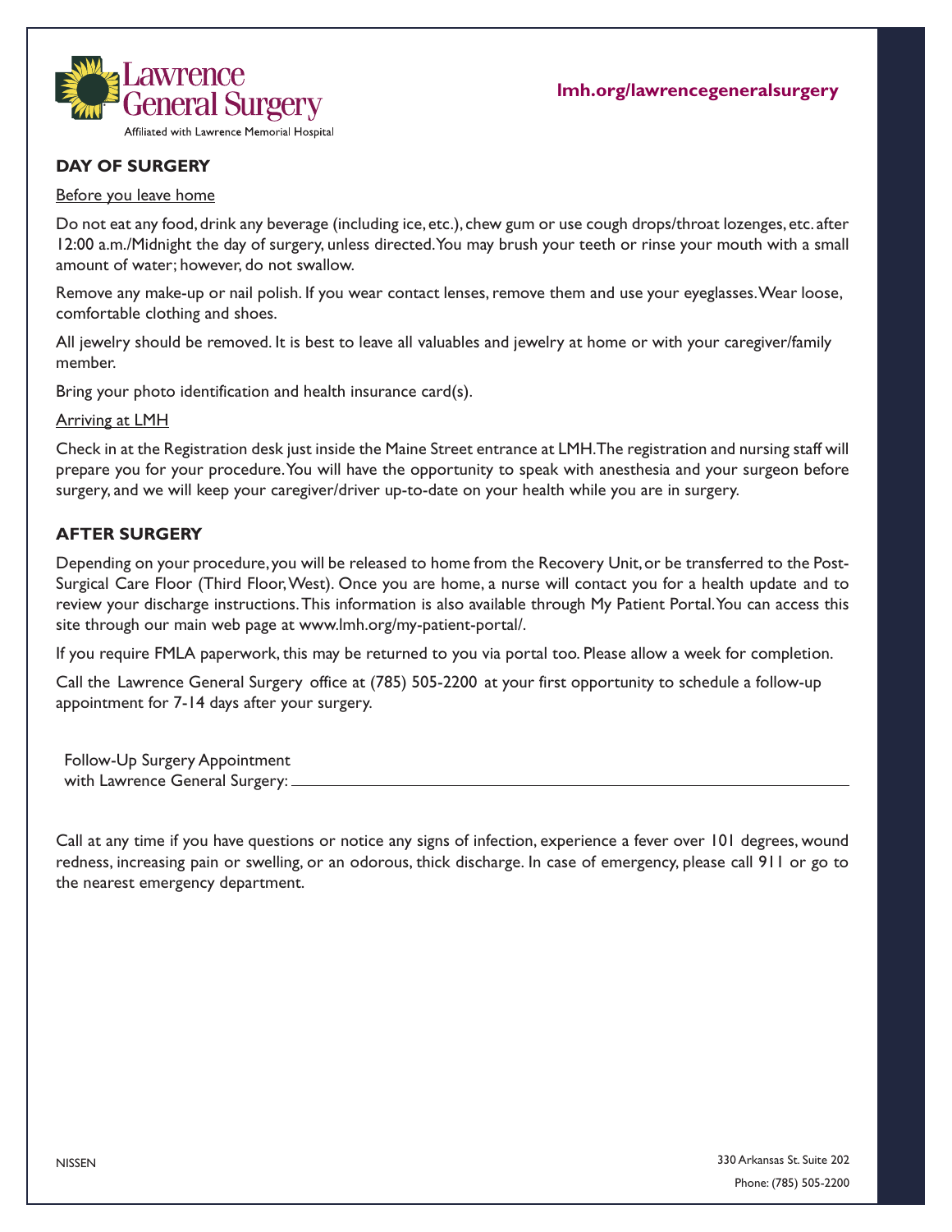**Lawrence General Surgery**
Affiliated with Lawrence Memorial Hospital

**lmh.org/lawrencegeneralsurgery**

## DAY OF SURGERY

Before you leave home

Do not eat any food, drink any beverage (including ice, etc.), chew gum or use cough drops/throat lozenges, etc. after 12:00 a.m./Midnight the day of surgery, unless directed. You may brush your teeth or rinse your mouth with a small amount of water; however, do not swallow.

Remove any make-up or nail polish. If you wear contact lenses, remove them and use your eyeglasses. Wear loose, comfortable clothing and shoes.

All jewelry should be removed. It is best to leave all valuables and jewelry at home or with your caregiver/family member.

Bring your photo identification and health insurance card(s).

Arriving at LMH

Check in at the Registration desk just inside the Maine Street entrance at LMH. The registration and nursing staff will prepare you for your procedure. You will have the opportunity to speak with anesthesia and your surgeon before surgery, and we will keep your caregiver/driver up-to-date on your health while you are in surgery.

## AFTER SURGERY

Depending on your procedure, you will be released to home from the Recovery Unit, or be transferred to the Post-Surgical Care Floor (Third Floor, West). Once you are home, a nurse will contact you for a health update and to review your discharge instructions. This information is also available through My Patient Portal. You can access this site through our main web page at www.lmh.org/my-patient-portal/.

If you require FMLA paperwork, this may be returned to you via portal too. Please allow a week for completion.

Call the Lawrence General Surgery office at (785) 505-2200 at your first opportunity to schedule a follow-up appointment for 7-14 days after your surgery.

Follow-Up Surgery Appointment
with Lawrence General Surgery: ______________________________

Call at any time if you have questions or notice any signs of infection, experience a fever over 101 degrees, wound redness, increasing pain or swelling, or an odorous, thick discharge. In case of emergency, please call 911 or go to the nearest emergency department.

NISSEN

330 Arkansas St. Suite 202
Phone: (785) 505-2200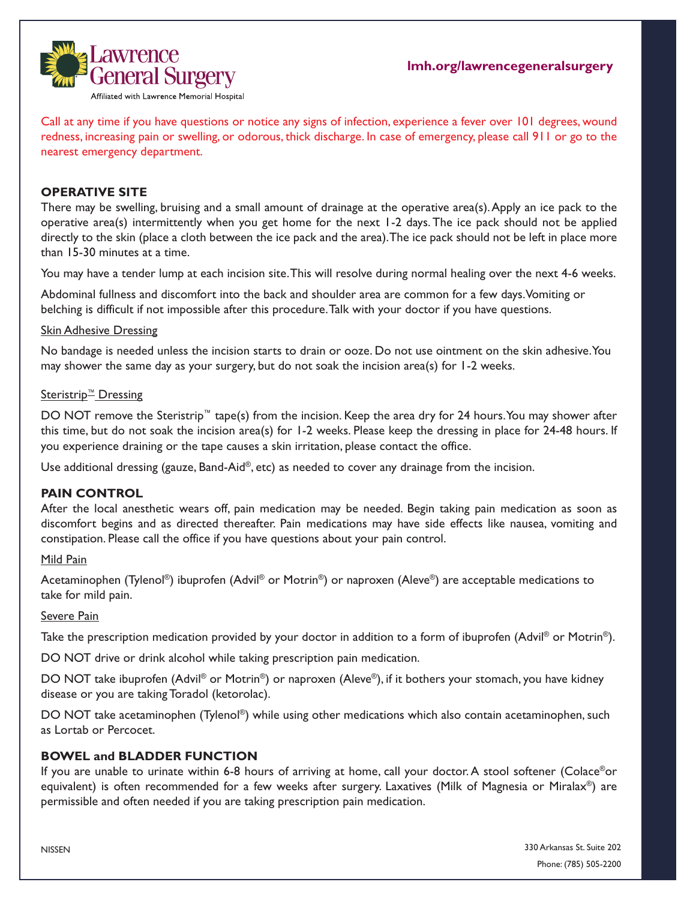Call at any time if you have questions or notice any signs of infection, experience a fever over 101 degrees, wound redness, increasing pain or swelling, or odorous, thick discharge. In case of emergency, please call 911 or go to the nearest emergency department.

## OPERATIVE SITE

There may be swelling, bruising and a small amount of drainage at the operative area(s). Apply an ice pack to the operative area(s) intermittently when you get home for the next 1-2 days. The ice pack should not be applied directly to the skin (place a cloth between the ice pack and the area). The ice pack should not be left in place more than 15-30 minutes at a time.

You may have a tender lump at each incision site. This will resolve during normal healing over the next 4-6 weeks.

Abdominal fullness and discomfort into the back and shoulder area are common for a few days. Vomiting or belching is difficult if not impossible after this procedure. Talk with your doctor if you have questions.

### Skin Adhesive Dressing

No bandage is needed unless the incision starts to drain or ooze. Do not use ointment on the skin adhesive. You may shower the same day as your surgery, but do not soak the incision area(s) for 1-2 weeks.

### Steristrip™ Dressing

DO NOT remove the Steristrip™ tape(s) from the incision. Keep the area dry for 24 hours. You may shower after this time, but do not soak the incision area(s) for 1-2 weeks. Please keep the dressing in place for 24-48 hours. If you experience draining or the tape causes a skin irritation, please contact the office.

Use additional dressing (gauze, Band-Aid®, etc) as needed to cover any drainage from the incision.

## PAIN CONTROL

After the local anesthetic wears off, pain medication may be needed. Begin taking pain medication as soon as discomfort begins and as directed thereafter. Pain medications may have side effects like nausea, vomiting and constipation. Please call the office if you have questions about your pain control.

### Mild Pain

Acetaminophen (Tylenol®) ibuprofen (Advil® or Motrin®) or naproxen (Aleve®) are acceptable medications to take for mild pain.

### Severe Pain

Take the prescription medication provided by your doctor in addition to a form of ibuprofen (Advil® or Motrin®).

DO NOT drive or drink alcohol while taking prescription pain medication.

DO NOT take ibuprofen (Advil® or Motrin®) or naproxen (Aleve®), if it bothers your stomach, you have kidney disease or you are taking Toradol (ketorolac).

DO NOT take acetaminophen (Tylenol®) while using other medications which also contain acetaminophen, such as Lortab or Percocet.

## BOWEL and BLADDER FUNCTION

If you are unable to urinate within 6-8 hours of arriving at home, call your doctor. A stool softener (Colace® or equivalent) is often recommended for a few weeks after surgery. Laxatives (Milk of Magnesia or Miralax®) are permissible and often needed if you are taking prescription pain medication.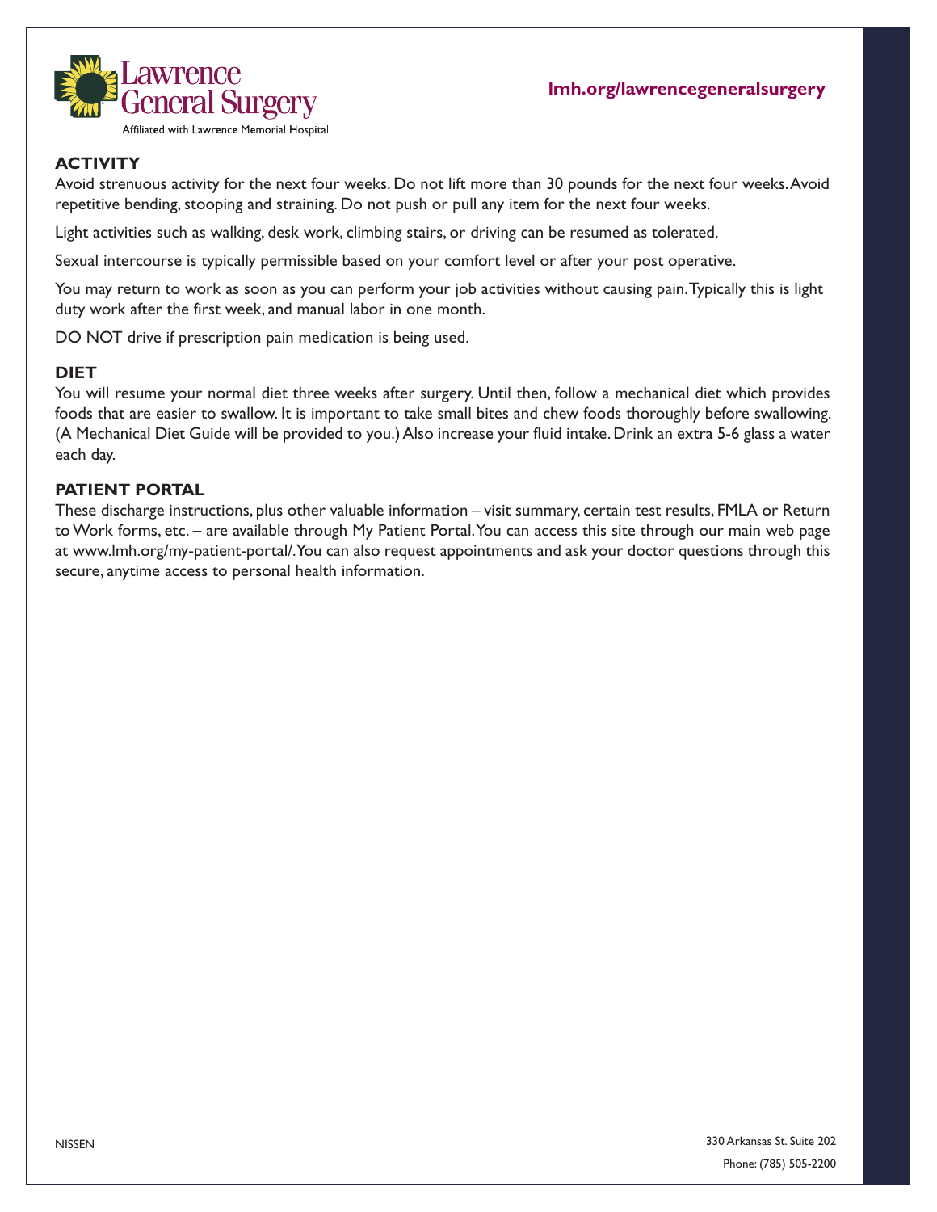## ACTIVITY

Avoid strenuous activity for the next four weeks. Do not lift more than 30 pounds for the next four weeks. Avoid repetitive bending, stooping and straining. Do not push or pull any item for the next four weeks.

Light activities such as walking, desk work, climbing stairs, or driving can be resumed as tolerated.

Sexual intercourse is typically permissible based on your comfort level or after your post operative.

You may return to work as soon as you can perform your job activities without causing pain. Typically this is light duty work after the first week, and manual labor in one month.

DO NOT drive if prescription pain medication is being used.

## DIET

You will resume your normal diet three weeks after surgery. Until then, follow a mechanical diet which provides foods that are easier to swallow. It is important to take small bites and chew foods thoroughly before swallowing. (A Mechanical Diet Guide will be provided to you.) Also increase your fluid intake. Drink an extra 5-6 glass a water each day.

## PATIENT PORTAL

These discharge instructions, plus other valuable information – visit summary, certain test results, FMLA or Return to Work forms, etc. – are available through My Patient Portal. You can access this site through our main web page at www.lmh.org/my-patient-portal/. You can also request appointments and ask your doctor questions through this secure, anytime access to personal health information.